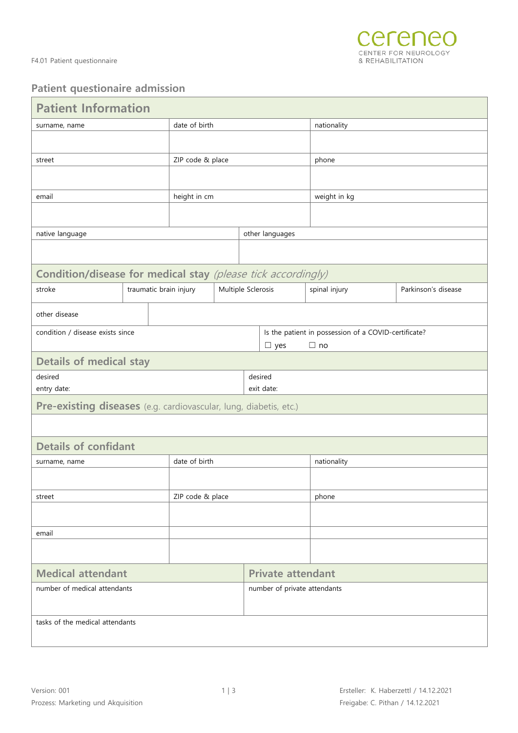## Patient questionaire admission

### Patient Information

| surname, name | date of birth | nationality |
|---|---|---|
| | | |
| street | ZIP code & place | phone |
| | | |
| email | height in cm | weight in kg |
| | | |

| native language | other languages |
|---|---|
| | |

### Condition/disease for medical stay *(please tick accordingly)*

| stroke | traumatic brain injury | Multiple Sclerosis | spinal injury | Parkinson's disease |
|---|---|---|---|---|

| other disease | |
|---|---|

| condition / disease exists since | Is the patient in possession of a COVID-certificate? ☐ yes ☐ no |
|---|---|

### Details of medical stay

| desired entry date: | desired exit date: |
|---|---|

### Pre-existing diseases (e.g. cardiovascular, lung, diabetis, etc.)

### Details of confidant

| surname, name | date of birth | nationality |
|---|---|---|
| | | |
| street | ZIP code & place | phone |
| | | |
| email | | |
| | | |

| Medical attendant | Private attendant |
|---|---|
| number of medical attendants | number of private attendants |
| tasks of the medical attendants | |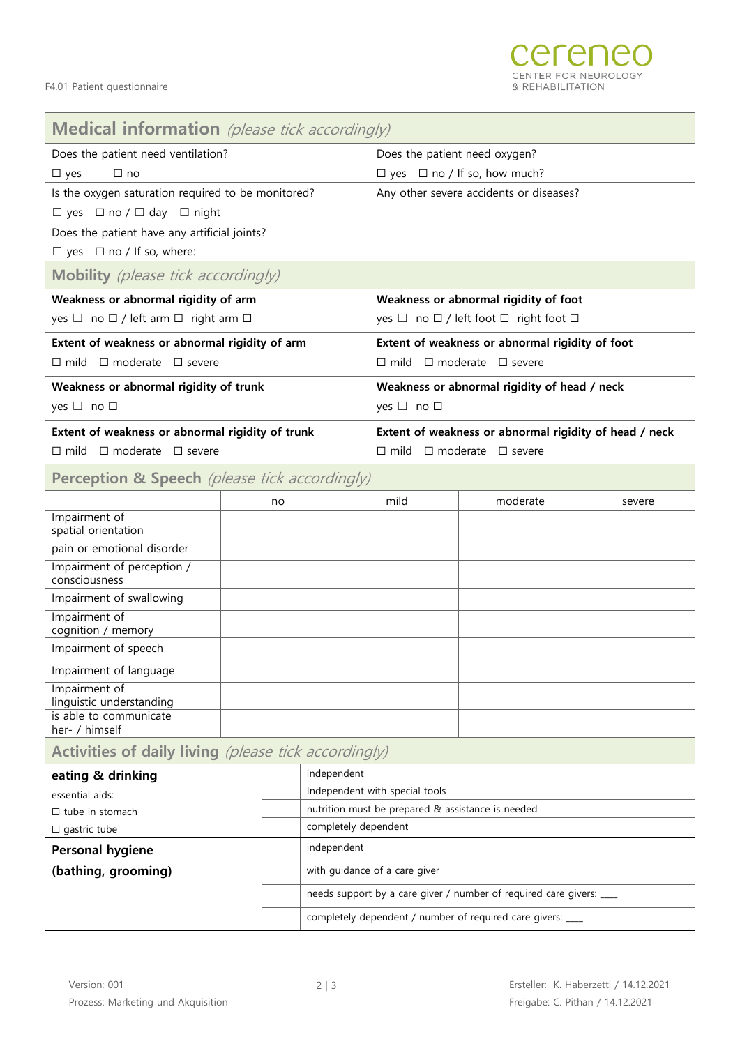F4.01 Patient questionnaire

## Medical information *(please tick accordingly)*

| | |
|---|---|
| Does the patient need ventilation?<br>☐ yes ☐ no | Does the patient need oxygen?<br>☐ yes ☐ no / If so, how much? |
| Is the oxygen saturation required to be monitored?<br>☐ yes ☐ no / ☐ day ☐ night | Any other severe accidents or diseases? |
| Does the patient have any artificial joints?<br>☐ yes ☐ no / If so, where: | |

## Mobility *(please tick accordingly)*

| | |
|---|---|
| **Weakness or abnormal rigidity of arm**<br>yes ☐ no ☐ / left arm ☐ right arm ☐ | **Weakness or abnormal rigidity of foot**<br>yes ☐ no ☐ / left foot ☐ right foot ☐ |
| **Extent of weakness or abnormal rigidity of arm**<br>☐ mild ☐ moderate ☐ severe | **Extent of weakness or abnormal rigidity of foot**<br>☐ mild ☐ moderate ☐ severe |
| **Weakness or abnormal rigidity of trunk**<br>yes ☐ no ☐ | **Weakness or abnormal rigidity of head / neck**<br>yes ☐ no ☐ |
| **Extent of weakness or abnormal rigidity of trunk**<br>☐ mild ☐ moderate ☐ severe | **Extent of weakness or abnormal rigidity of head / neck**<br>☐ mild ☐ moderate ☐ severe |

## Perception & Speech *(please tick accordingly)*

| | no | mild | moderate | severe |
|---|---|---|---|---|
| Impairment of spatial orientation | | | | |
| pain or emotional disorder | | | | |
| Impairment of perception / consciousness | | | | |
| Impairment of swallowing | | | | |
| Impairment of cognition / memory | | | | |
| Impairment of speech | | | | |
| Impairment of language | | | | |
| Impairment of linguistic understanding | | | | |
| is able to communicate her- / himself | | | | |

## Activities of daily living *(please tick accordingly)*

| | | |
|---|---|---|
| **eating & drinking** | | independent |
| essential aids: | | Independent with special tools |
| ☐ tube in stomach | | nutrition must be prepared & assistance is needed |
| ☐ gastric tube | | completely dependent |
| **Personal hygiene** | | independent |
| **(bathing, grooming)** | | with guidance of a care giver |
| | | needs support by a care giver / number of required care givers: ___ |
| | | completely dependent / number of required care givers: ___ |

Version: 001
Prozess: Marketing und Akquisition

Ersteller: K. Haberzettl / 14.12.2021
Freigabe: C. Pithan / 14.12.2021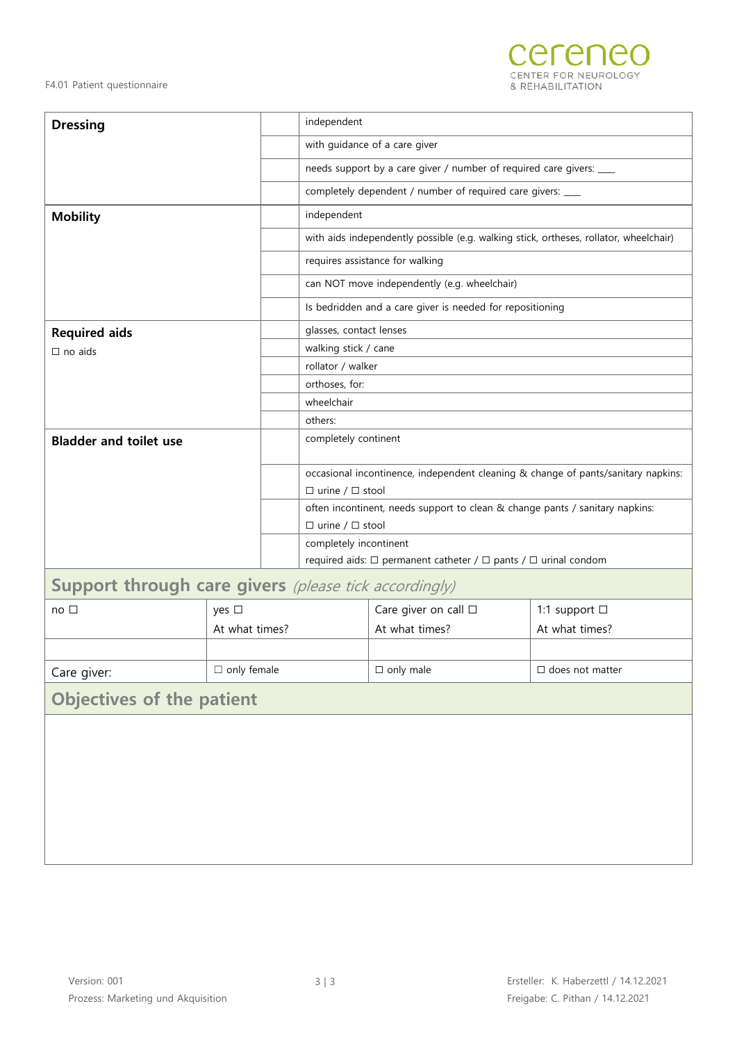| | | |
|---|---|---|
| **Dressing** | | independent |
| | | with guidance of a care giver |
| | | needs support by a care giver / number of required care givers: ___ |
| | | completely dependent / number of required care givers: ___ |
| **Mobility** | | independent |
| | | with aids independently possible (e.g. walking stick, ortheses, rollator, wheelchair) |
| | | requires assistance for walking |
| | | can NOT move independently (e.g. wheelchair) |
| | | Is bedridden and a care giver is needed for repositioning |
| **Required aids**<br>☐ no aids | | glasses, contact lenses |
| | | walking stick / cane |
| | | rollator / walker |
| | | orthoses, for: |
| | | wheelchair |
| | | others: |
| **Bladder and toilet use** | | completely continent |
| | | occasional incontinence, independent cleaning & change of pants/sanitary napkins:<br>☐ urine / ☐ stool |
| | | often incontinent, needs support to clean & change pants / sanitary napkins:<br>☐ urine / ☐ stool |
| | | completely incontinent<br>required aids: ☐ permanent catheter / ☐ pants / ☐ urinal condom |

## Support through care givers *(please tick accordingly)*

| | | | |
|---|---|---|---|
| no ☐ | yes ☐<br>At what times? | Care giver on call ☐<br>At what times? | 1:1 support ☐<br>At what times? |
| | | | |
| Care giver: | ☐ only female | ☐ only male | ☐ does not matter |

## Objectives of the patient